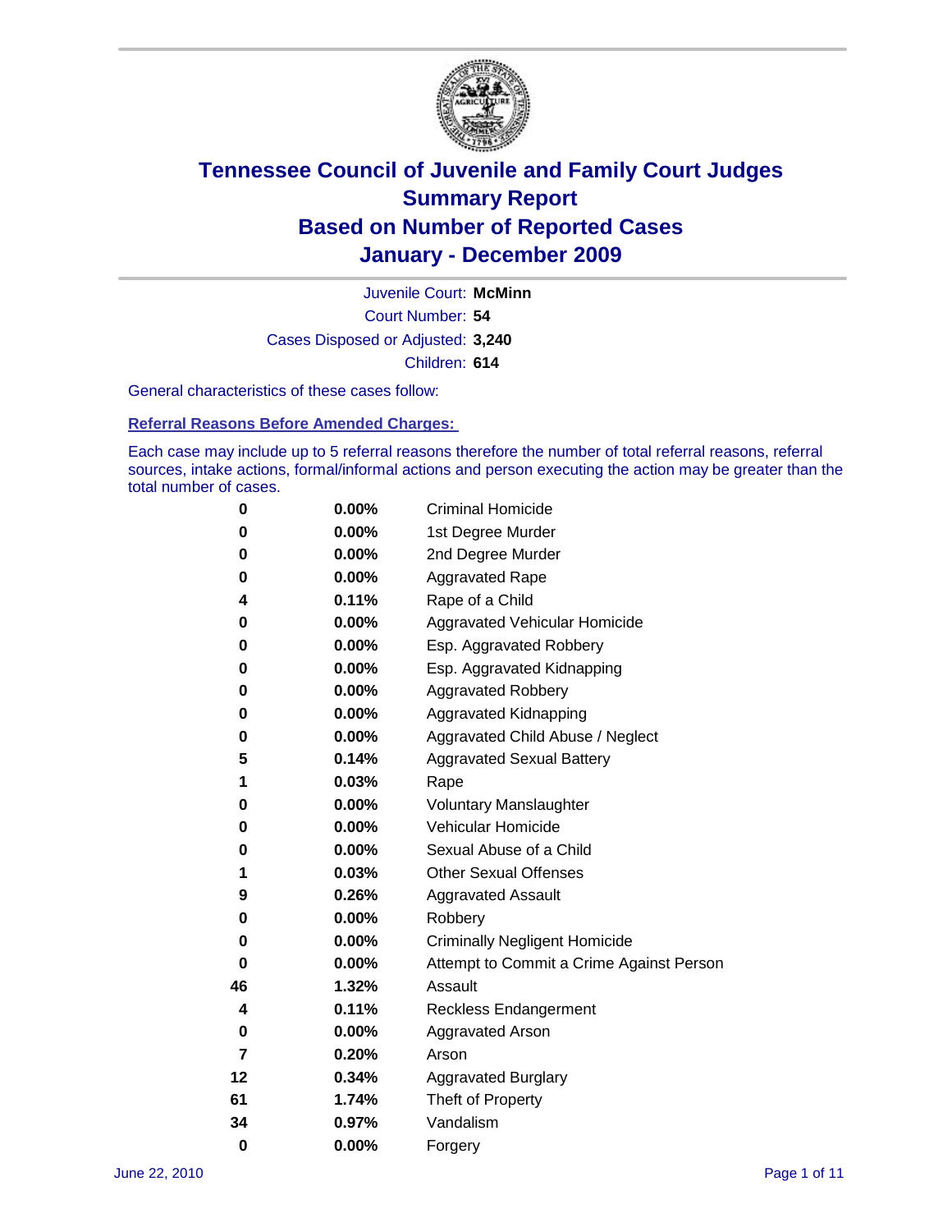# Tennessee Council of Juvenile and Family Court Judges
## Summary Report
## Based on Number of Reported Cases
## January - December 2009

Juvenile Court: **McMinn**
Court Number: **54**
Cases Disposed or Adjusted: **3,240**
Children: **614**

General characteristics of these cases follow:

### Referral Reasons Before Amended Charges:

Each case may include up to 5 referral reasons therefore the number of total referral reasons, referral sources, intake actions, formal/informal actions and person executing the action may be greater than the total number of cases.

| Count | Percent | Referral Reason |
|---|---|---|
| 0 | 0.00% | Criminal Homicide |
| 0 | 0.00% | 1st Degree Murder |
| 0 | 0.00% | 2nd Degree Murder |
| 0 | 0.00% | Aggravated Rape |
| 4 | 0.11% | Rape of a Child |
| 0 | 0.00% | Aggravated Vehicular Homicide |
| 0 | 0.00% | Esp. Aggravated Robbery |
| 0 | 0.00% | Esp. Aggravated Kidnapping |
| 0 | 0.00% | Aggravated Robbery |
| 0 | 0.00% | Aggravated Kidnapping |
| 0 | 0.00% | Aggravated Child Abuse / Neglect |
| 5 | 0.14% | Aggravated Sexual Battery |
| 1 | 0.03% | Rape |
| 0 | 0.00% | Voluntary Manslaughter |
| 0 | 0.00% | Vehicular Homicide |
| 0 | 0.00% | Sexual Abuse of a Child |
| 1 | 0.03% | Other Sexual Offenses |
| 9 | 0.26% | Aggravated Assault |
| 0 | 0.00% | Robbery |
| 0 | 0.00% | Criminally Negligent Homicide |
| 0 | 0.00% | Attempt to Commit a Crime Against Person |
| 46 | 1.32% | Assault |
| 4 | 0.11% | Reckless Endangerment |
| 0 | 0.00% | Aggravated Arson |
| 7 | 0.20% | Arson |
| 12 | 0.34% | Aggravated Burglary |
| 61 | 1.74% | Theft of Property |
| 34 | 0.97% | Vandalism |
| 0 | 0.00% | Forgery |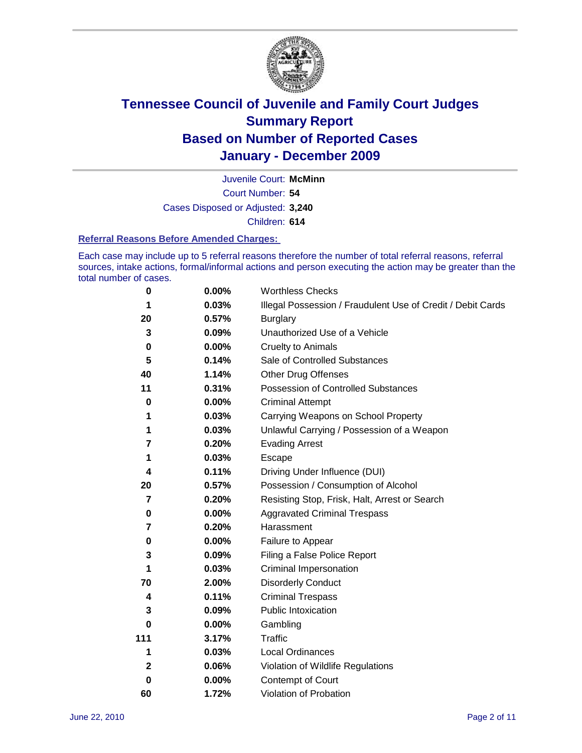# Tennessee Council of Juvenile and Family Court Judges
## Summary Report
## Based on Number of Reported Cases
## January - December 2009

Juvenile Court: **McMinn**
Court Number: **54**
Cases Disposed or Adjusted: **3,240**
Children: **614**

### Referral Reasons Before Amended Charges:

Each case may include up to 5 referral reasons therefore the number of total referral reasons, referral sources, intake actions, formal/informal actions and person executing the action may be greater than the total number of cases.

| Count | Percent | Referral Reason |
|---|---|---|
| 0 | 0.00% | Worthless Checks |
| 1 | 0.03% | Illegal Possession / Fraudulent Use of Credit / Debit Cards |
| 20 | 0.57% | Burglary |
| 3 | 0.09% | Unauthorized Use of a Vehicle |
| 0 | 0.00% | Cruelty to Animals |
| 5 | 0.14% | Sale of Controlled Substances |
| 40 | 1.14% | Other Drug Offenses |
| 11 | 0.31% | Possession of Controlled Substances |
| 0 | 0.00% | Criminal Attempt |
| 1 | 0.03% | Carrying Weapons on School Property |
| 1 | 0.03% | Unlawful Carrying / Possession of a Weapon |
| 7 | 0.20% | Evading Arrest |
| 1 | 0.03% | Escape |
| 4 | 0.11% | Driving Under Influence (DUI) |
| 20 | 0.57% | Possession / Consumption of Alcohol |
| 7 | 0.20% | Resisting Stop, Frisk, Halt, Arrest or Search |
| 0 | 0.00% | Aggravated Criminal Trespass |
| 7 | 0.20% | Harassment |
| 0 | 0.00% | Failure to Appear |
| 3 | 0.09% | Filing a False Police Report |
| 1 | 0.03% | Criminal Impersonation |
| 70 | 2.00% | Disorderly Conduct |
| 4 | 0.11% | Criminal Trespass |
| 3 | 0.09% | Public Intoxication |
| 0 | 0.00% | Gambling |
| 111 | 3.17% | Traffic |
| 1 | 0.03% | Local Ordinances |
| 2 | 0.06% | Violation of Wildlife Regulations |
| 0 | 0.00% | Contempt of Court |
| 60 | 1.72% | Violation of Probation |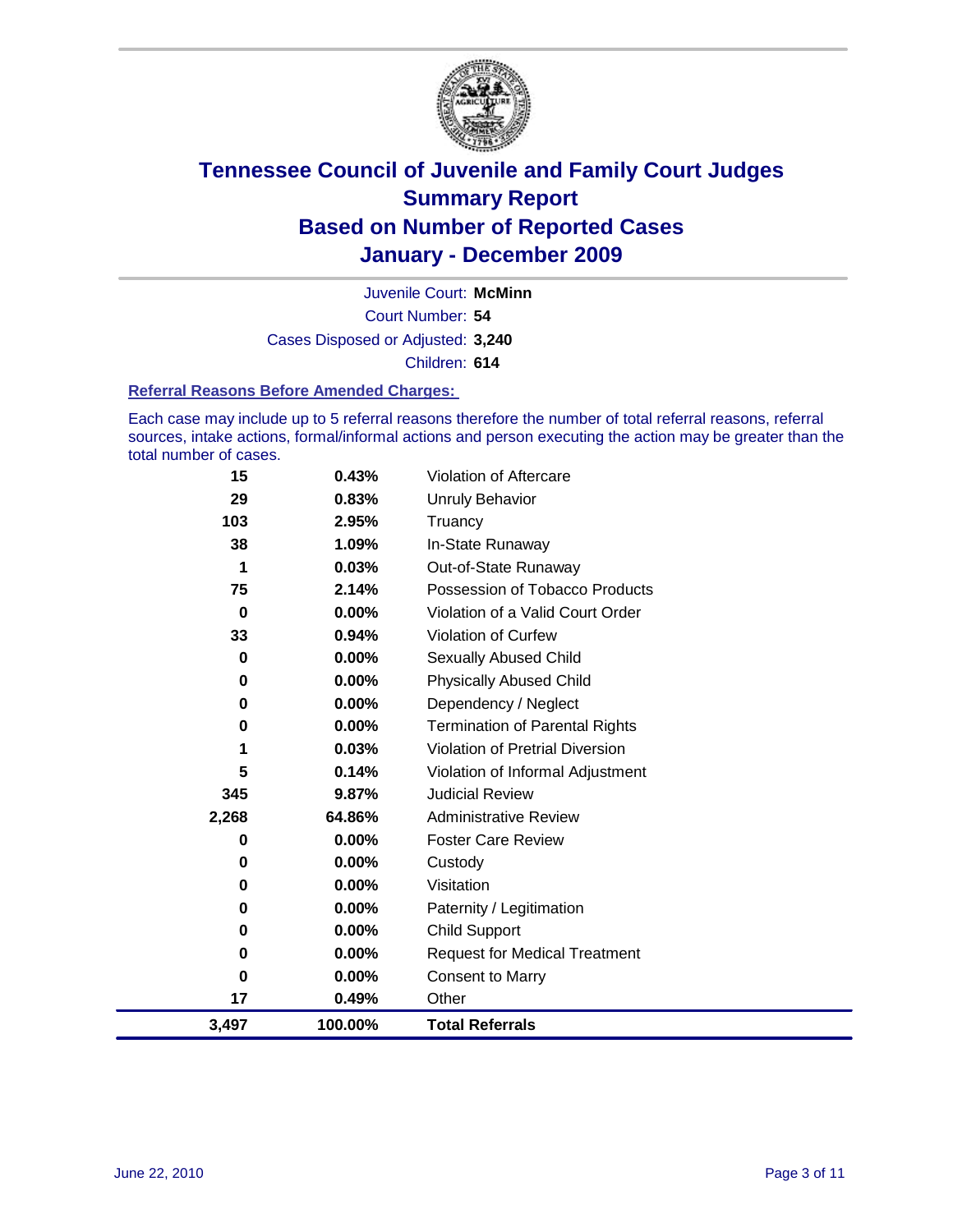# Tennessee Council of Juvenile and Family Court Judges
## Summary Report
## Based on Number of Reported Cases
## January - December 2009

Juvenile Court: **McMinn**

Court Number: **54**

Cases Disposed or Adjusted: **3,240**

Children: **614**

### Referral Reasons Before Amended Charges:

Each case may include up to 5 referral reasons therefore the number of total referral reasons, referral sources, intake actions, formal/informal actions and person executing the action may be greater than the total number of cases.

| Count | Percent | Referral Reason |
|---|---|---|
| 15 | 0.43% | Violation of Aftercare |
| 29 | 0.83% | Unruly Behavior |
| 103 | 2.95% | Truancy |
| 38 | 1.09% | In-State Runaway |
| 1 | 0.03% | Out-of-State Runaway |
| 75 | 2.14% | Possession of Tobacco Products |
| 0 | 0.00% | Violation of a Valid Court Order |
| 33 | 0.94% | Violation of Curfew |
| 0 | 0.00% | Sexually Abused Child |
| 0 | 0.00% | Physically Abused Child |
| 0 | 0.00% | Dependency / Neglect |
| 0 | 0.00% | Termination of Parental Rights |
| 1 | 0.03% | Violation of Pretrial Diversion |
| 5 | 0.14% | Violation of Informal Adjustment |
| 345 | 9.87% | Judicial Review |
| 2,268 | 64.86% | Administrative Review |
| 0 | 0.00% | Foster Care Review |
| 0 | 0.00% | Custody |
| 0 | 0.00% | Visitation |
| 0 | 0.00% | Paternity / Legitimation |
| 0 | 0.00% | Child Support |
| 0 | 0.00% | Request for Medical Treatment |
| 0 | 0.00% | Consent to Marry |
| 17 | 0.49% | Other |
| **3,497** | **100.00%** | **Total Referrals** |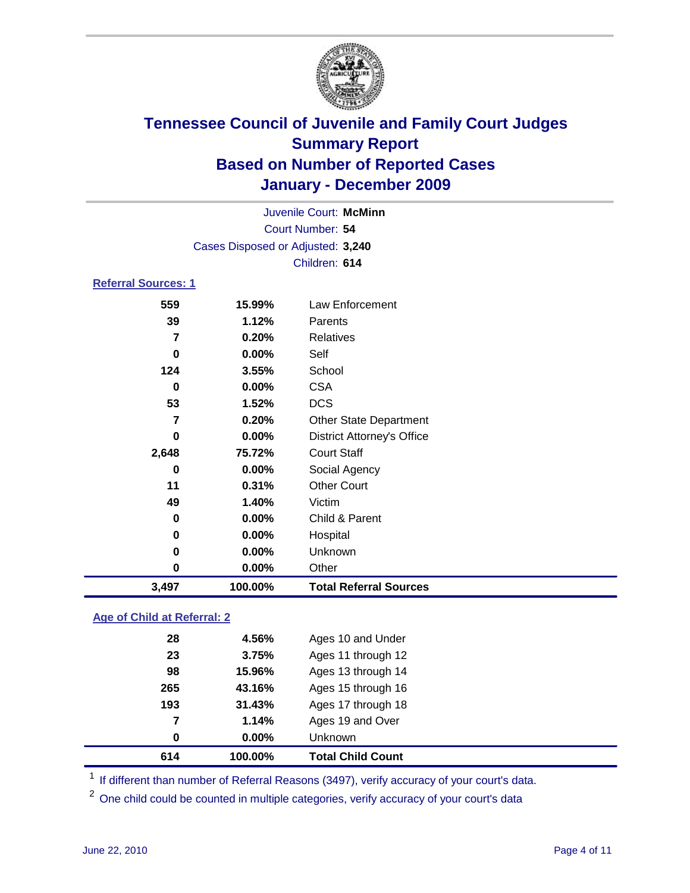# Tennessee Council of Juvenile and Family Court Judges
## Summary Report
## Based on Number of Reported Cases
## January - December 2009

Juvenile Court: **McMinn**
Court Number: **54**
Cases Disposed or Adjusted: **3,240**
Children: **614**

### Referral Sources: 1

| | | |
|---|---|---|
| 559 | 15.99% | Law Enforcement |
| 39 | 1.12% | Parents |
| 7 | 0.20% | Relatives |
| 0 | 0.00% | Self |
| 124 | 3.55% | School |
| 0 | 0.00% | CSA |
| 53 | 1.52% | DCS |
| 7 | 0.20% | Other State Department |
| 0 | 0.00% | District Attorney's Office |
| 2,648 | 75.72% | Court Staff |
| 0 | 0.00% | Social Agency |
| 11 | 0.31% | Other Court |
| 49 | 1.40% | Victim |
| 0 | 0.00% | Child & Parent |
| 0 | 0.00% | Hospital |
| 0 | 0.00% | Unknown |
| 0 | 0.00% | Other |
| **3,497** | **100.00%** | **Total Referral Sources** |

### Age of Child at Referral: 2

| | | |
|---|---|---|
| 28 | 4.56% | Ages 10 and Under |
| 23 | 3.75% | Ages 11 through 12 |
| 98 | 15.96% | Ages 13 through 14 |
| 265 | 43.16% | Ages 15 through 16 |
| 193 | 31.43% | Ages 17 through 18 |
| 7 | 1.14% | Ages 19 and Over |
| 0 | 0.00% | Unknown |
| **614** | **100.00%** | **Total Child Count** |

[1] If different than number of Referral Reasons (3497), verify accuracy of your court's data.

[2] One child could be counted in multiple categories, verify accuracy of your court's data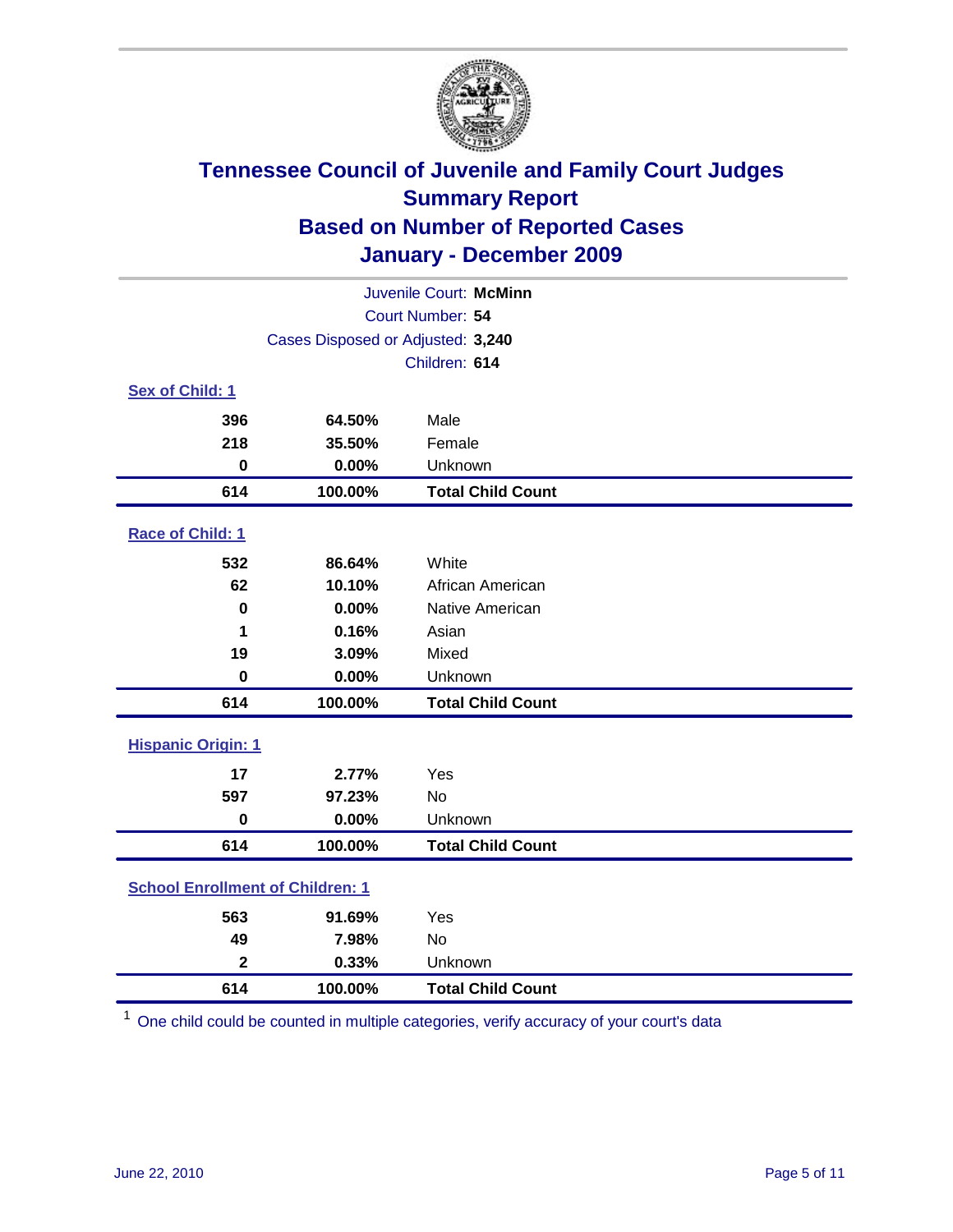# Tennessee Council of Juvenile and Family Court Judges
## Summary Report
## Based on Number of Reported Cases
## January - December 2009

Juvenile Court: **McMinn**
Court Number: **54**
Cases Disposed or Adjusted: **3,240**
Children: **614**

### Sex of Child: 1

| Count | Percent | Category |
|---|---|---|
| 396 | 64.50% | Male |
| 218 | 35.50% | Female |
| 0 | 0.00% | Unknown |
| **614** | **100.00%** | **Total Child Count** |

### Race of Child: 1

| Count | Percent | Category |
|---|---|---|
| 532 | 86.64% | White |
| 62 | 10.10% | African American |
| 0 | 0.00% | Native American |
| 1 | 0.16% | Asian |
| 19 | 3.09% | Mixed |
| 0 | 0.00% | Unknown |
| **614** | **100.00%** | **Total Child Count** |

### Hispanic Origin: 1

| Count | Percent | Category |
|---|---|---|
| 17 | 2.77% | Yes |
| 597 | 97.23% | No |
| 0 | 0.00% | Unknown |
| **614** | **100.00%** | **Total Child Count** |

### School Enrollment of Children: 1

| Count | Percent | Category |
|---|---|---|
| 563 | 91.69% | Yes |
| 49 | 7.98% | No |
| 2 | 0.33% | Unknown |
| **614** | **100.00%** | **Total Child Count** |

[1] One child could be counted in multiple categories, verify accuracy of your court's data

June 22, 2010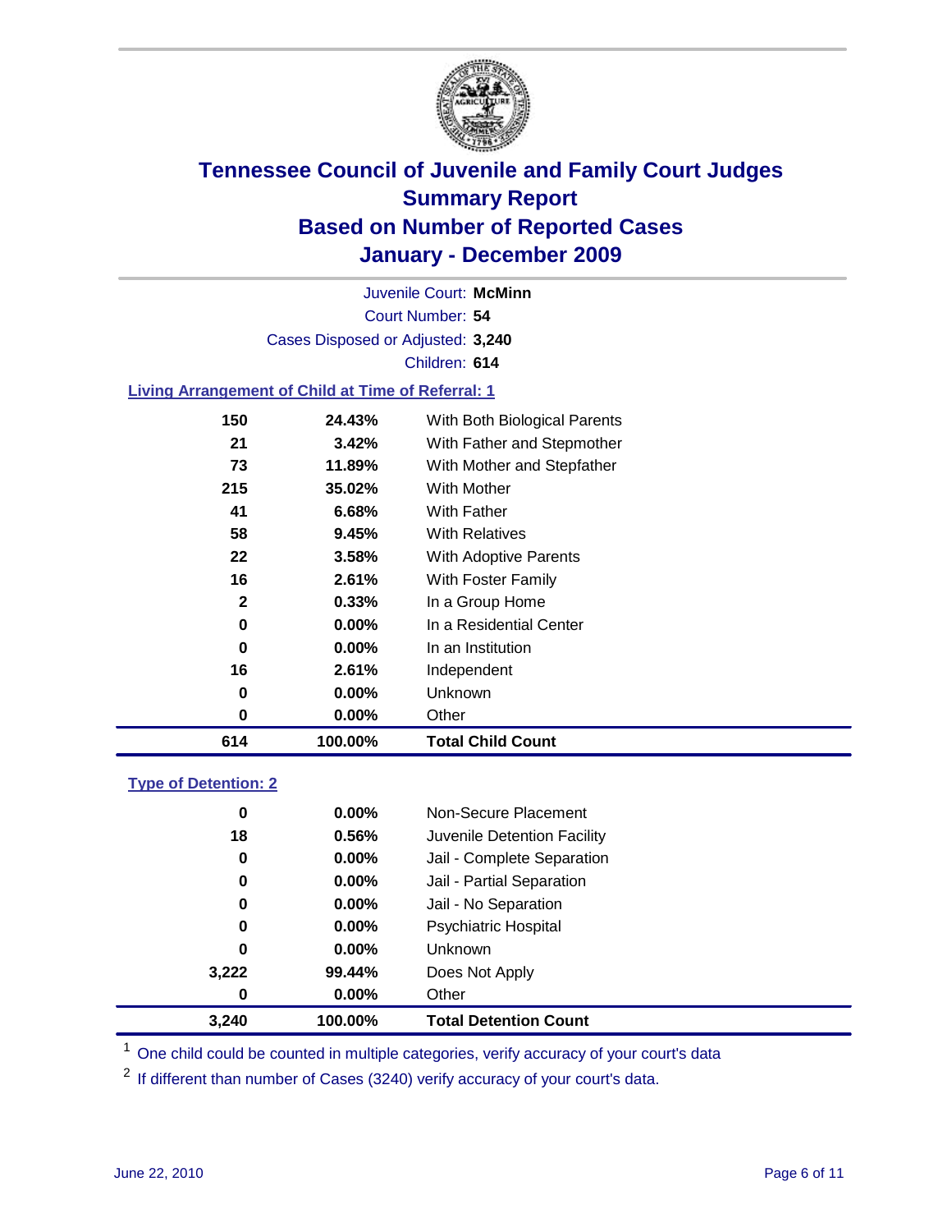# Tennessee Council of Juvenile and Family Court Judges
## Summary Report
## Based on Number of Reported Cases
## January - December 2009

Juvenile Court: **McMinn**

Court Number: **54**

Cases Disposed or Adjusted: **3,240**

Children: **614**

### Living Arrangement of Child at Time of Referral: 1

| Count | Percent | Category |
|---|---|---|
| 150 | 24.43% | With Both Biological Parents |
| 21 | 3.42% | With Father and Stepmother |
| 73 | 11.89% | With Mother and Stepfather |
| 215 | 35.02% | With Mother |
| 41 | 6.68% | With Father |
| 58 | 9.45% | With Relatives |
| 22 | 3.58% | With Adoptive Parents |
| 16 | 2.61% | With Foster Family |
| 2 | 0.33% | In a Group Home |
| 0 | 0.00% | In a Residential Center |
| 0 | 0.00% | In an Institution |
| 16 | 2.61% | Independent |
| 0 | 0.00% | Unknown |
| 0 | 0.00% | Other |
| **614** | **100.00%** | **Total Child Count** |

### Type of Detention: 2

| Count | Percent | Category |
|---|---|---|
| 0 | 0.00% | Non-Secure Placement |
| 18 | 0.56% | Juvenile Detention Facility |
| 0 | 0.00% | Jail - Complete Separation |
| 0 | 0.00% | Jail - Partial Separation |
| 0 | 0.00% | Jail - No Separation |
| 0 | 0.00% | Psychiatric Hospital |
| 0 | 0.00% | Unknown |
| 3,222 | 99.44% | Does Not Apply |
| 0 | 0.00% | Other |
| **3,240** | **100.00%** | **Total Detention Count** |

[1] One child could be counted in multiple categories, verify accuracy of your court's data

[2] If different than number of Cases (3240) verify accuracy of your court's data.

June 22, 2010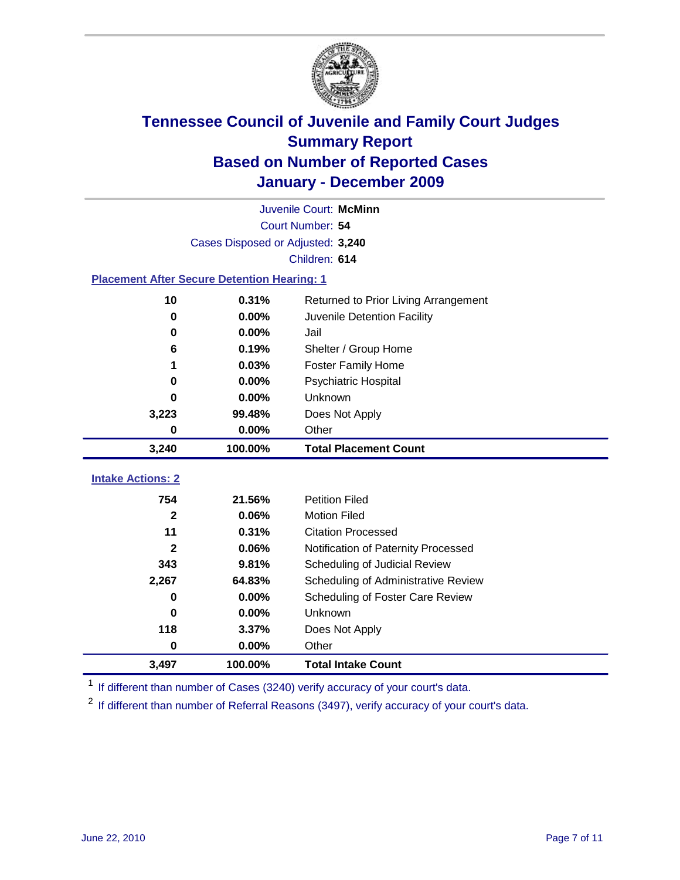# Tennessee Council of Juvenile and Family Court Judges
## Summary Report
## Based on Number of Reported Cases
## January - December 2009

Juvenile Court: **McMinn**
Court Number: **54**
Cases Disposed or Adjusted: **3,240**
Children: **614**

### Placement After Secure Detention Hearing: 1

| Count | Percent | Placement |
|---|---|---|
| 10 | 0.31% | Returned to Prior Living Arrangement |
| 0 | 0.00% | Juvenile Detention Facility |
| 0 | 0.00% | Jail |
| 6 | 0.19% | Shelter / Group Home |
| 1 | 0.03% | Foster Family Home |
| 0 | 0.00% | Psychiatric Hospital |
| 0 | 0.00% | Unknown |
| 3,223 | 99.48% | Does Not Apply |
| 0 | 0.00% | Other |
| **3,240** | **100.00%** | **Total Placement Count** |

### Intake Actions: 2

| Count | Percent | Intake Action |
|---|---|---|
| 754 | 21.56% | Petition Filed |
| 2 | 0.06% | Motion Filed |
| 11 | 0.31% | Citation Processed |
| 2 | 0.06% | Notification of Paternity Processed |
| 343 | 9.81% | Scheduling of Judicial Review |
| 2,267 | 64.83% | Scheduling of Administrative Review |
| 0 | 0.00% | Scheduling of Foster Care Review |
| 0 | 0.00% | Unknown |
| 118 | 3.37% | Does Not Apply |
| 0 | 0.00% | Other |
| **3,497** | **100.00%** | **Total Intake Count** |

[1] If different than number of Cases (3240) verify accuracy of your court's data.

[2] If different than number of Referral Reasons (3497), verify accuracy of your court's data.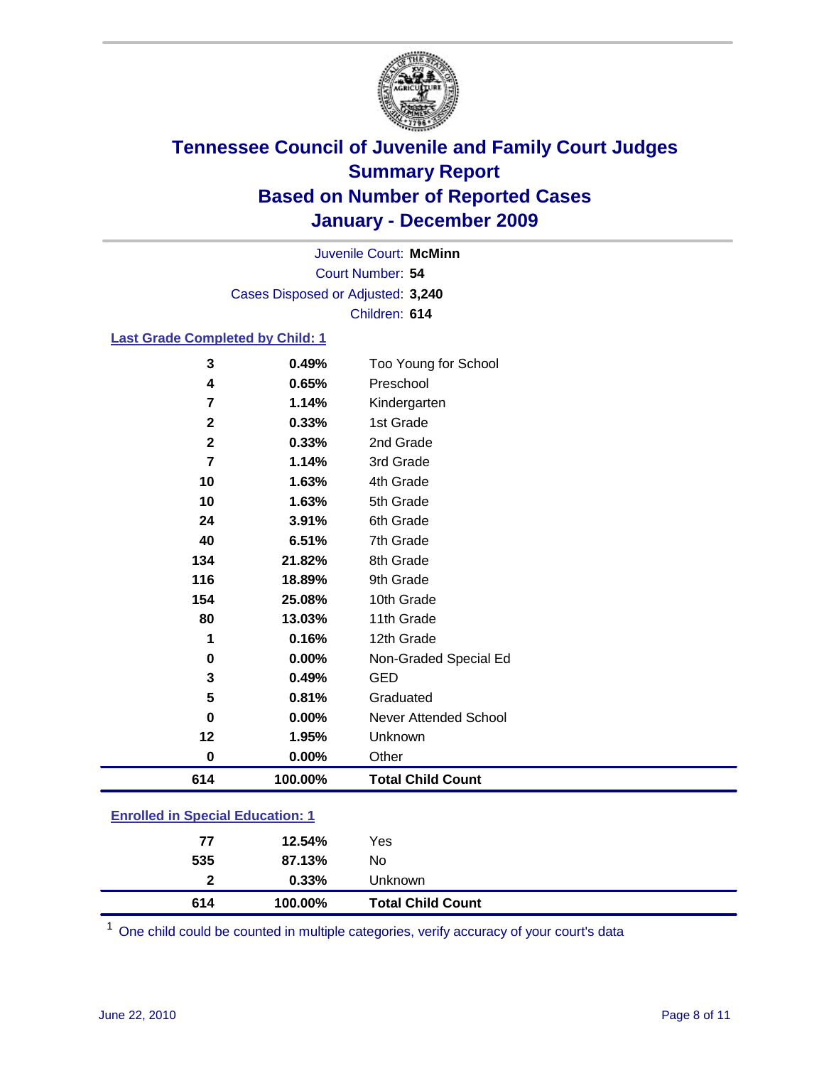# Tennessee Council of Juvenile and Family Court Judges
## Summary Report
## Based on Number of Reported Cases
## January - December 2009

Juvenile Court: **McMinn**
Court Number: **54**
Cases Disposed or Adjusted: **3,240**
Children: **614**

### Last Grade Completed by Child: 1

| Count | Percent | Category |
|---|---|---|
| 3 | 0.49% | Too Young for School |
| 4 | 0.65% | Preschool |
| 7 | 1.14% | Kindergarten |
| 2 | 0.33% | 1st Grade |
| 2 | 0.33% | 2nd Grade |
| 7 | 1.14% | 3rd Grade |
| 10 | 1.63% | 4th Grade |
| 10 | 1.63% | 5th Grade |
| 24 | 3.91% | 6th Grade |
| 40 | 6.51% | 7th Grade |
| 134 | 21.82% | 8th Grade |
| 116 | 18.89% | 9th Grade |
| 154 | 25.08% | 10th Grade |
| 80 | 13.03% | 11th Grade |
| 1 | 0.16% | 12th Grade |
| 0 | 0.00% | Non-Graded Special Ed |
| 3 | 0.49% | GED |
| 5 | 0.81% | Graduated |
| 0 | 0.00% | Never Attended School |
| 12 | 1.95% | Unknown |
| 0 | 0.00% | Other |
| **614** | **100.00%** | **Total Child Count** |

### Enrolled in Special Education: 1

| Count | Percent | Category |
|---|---|---|
| 77 | 12.54% | Yes |
| 535 | 87.13% | No |
| 2 | 0.33% | Unknown |
| **614** | **100.00%** | **Total Child Count** |

[1] One child could be counted in multiple categories, verify accuracy of your court's data

June 22, 2010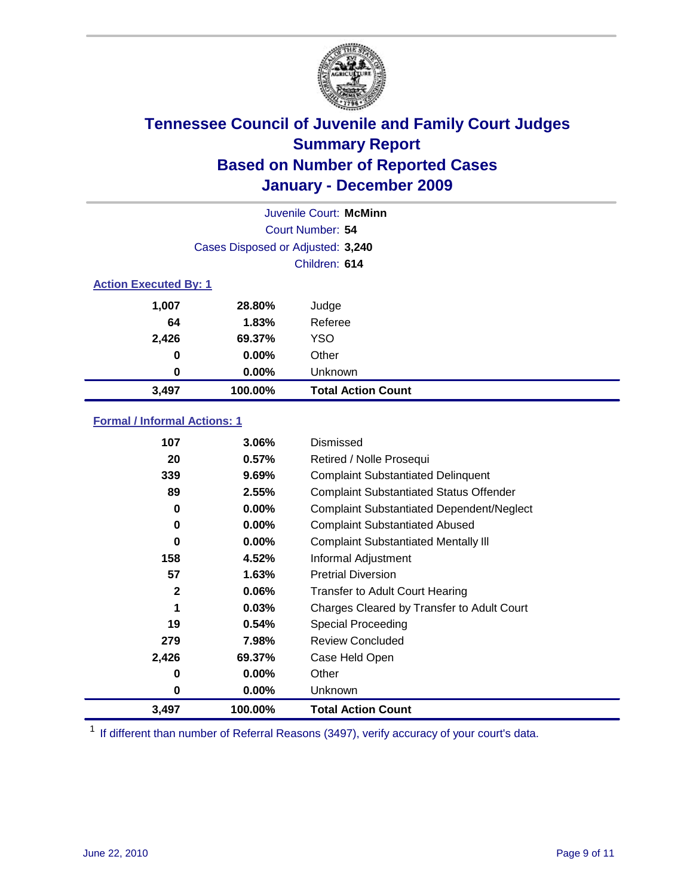# Tennessee Council of Juvenile and Family Court Judges
## Summary Report
## Based on Number of Reported Cases
## January - December 2009

Juvenile Court: **McMinn**

Court Number: **54**

Cases Disposed or Adjusted: **3,240**

Children: **614**

### Action Executed By: 1

| | | |
|---|---|---|
| 1,007 | 28.80% | Judge |
| 64 | 1.83% | Referee |
| 2,426 | 69.37% | YSO |
| 0 | 0.00% | Other |
| 0 | 0.00% | Unknown |
| **3,497** | **100.00%** | **Total Action Count** |

### Formal / Informal Actions: 1

| | | |
|---|---|---|
| 107 | 3.06% | Dismissed |
| 20 | 0.57% | Retired / Nolle Prosequi |
| 339 | 9.69% | Complaint Substantiated Delinquent |
| 89 | 2.55% | Complaint Substantiated Status Offender |
| 0 | 0.00% | Complaint Substantiated Dependent/Neglect |
| 0 | 0.00% | Complaint Substantiated Abused |
| 0 | 0.00% | Complaint Substantiated Mentally Ill |
| 158 | 4.52% | Informal Adjustment |
| 57 | 1.63% | Pretrial Diversion |
| 2 | 0.06% | Transfer to Adult Court Hearing |
| 1 | 0.03% | Charges Cleared by Transfer to Adult Court |
| 19 | 0.54% | Special Proceeding |
| 279 | 7.98% | Review Concluded |
| 2,426 | 69.37% | Case Held Open |
| 0 | 0.00% | Other |
| 0 | 0.00% | Unknown |
| **3,497** | **100.00%** | **Total Action Count** |

[1] If different than number of Referral Reasons (3497), verify accuracy of your court's data.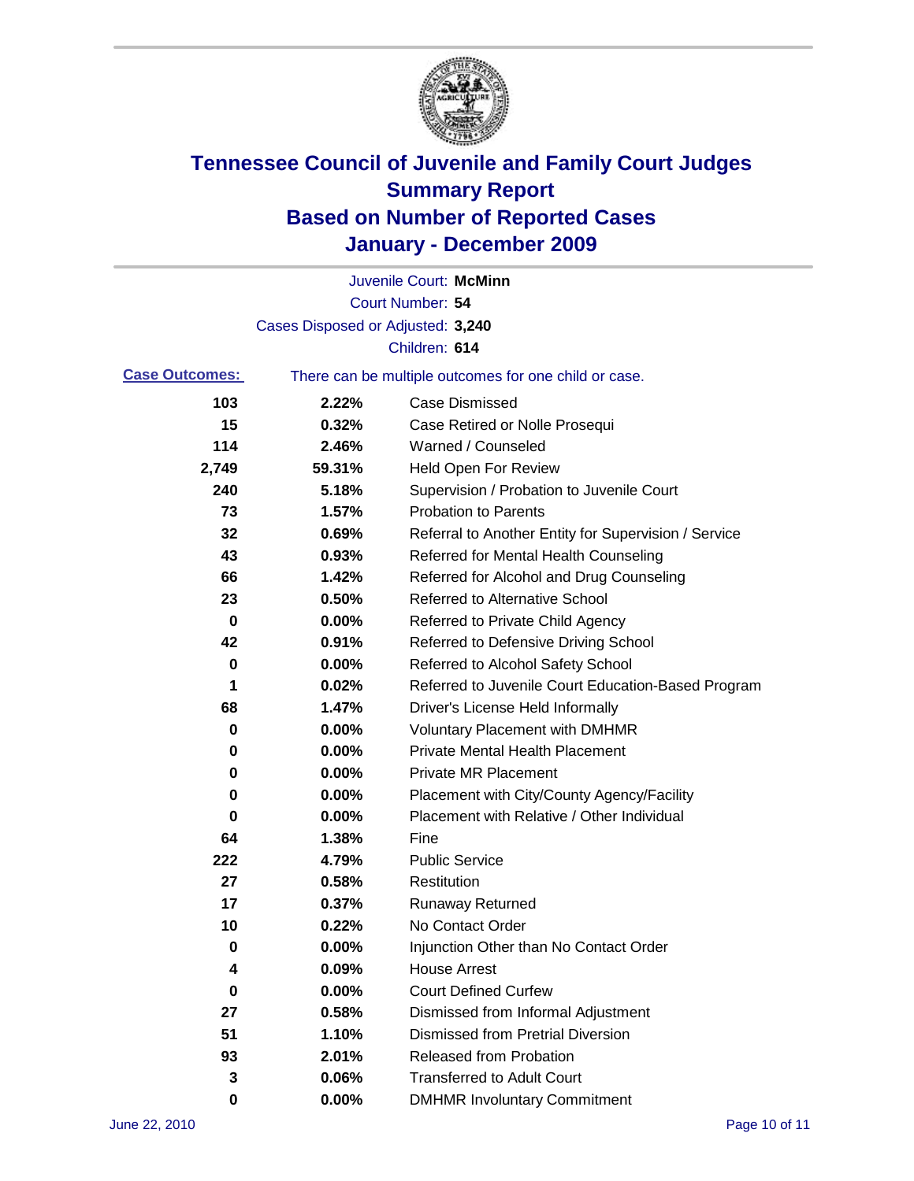# Tennessee Council of Juvenile and Family Court Judges
## Summary Report
## Based on Number of Reported Cases
## January - December 2009

Juvenile Court: **McMinn**
Court Number: **54**
Cases Disposed or Adjusted: **3,240**
Children: **614**

**Case Outcomes:** There can be multiple outcomes for one child or case.

| Count | Percent | Outcome |
|---|---|---|
| 103 | 2.22% | Case Dismissed |
| 15 | 0.32% | Case Retired or Nolle Prosequi |
| 114 | 2.46% | Warned / Counseled |
| 2,749 | 59.31% | Held Open For Review |
| 240 | 5.18% | Supervision / Probation to Juvenile Court |
| 73 | 1.57% | Probation to Parents |
| 32 | 0.69% | Referral to Another Entity for Supervision / Service |
| 43 | 0.93% | Referred for Mental Health Counseling |
| 66 | 1.42% | Referred for Alcohol and Drug Counseling |
| 23 | 0.50% | Referred to Alternative School |
| 0 | 0.00% | Referred to Private Child Agency |
| 42 | 0.91% | Referred to Defensive Driving School |
| 0 | 0.00% | Referred to Alcohol Safety School |
| 1 | 0.02% | Referred to Juvenile Court Education-Based Program |
| 68 | 1.47% | Driver's License Held Informally |
| 0 | 0.00% | Voluntary Placement with DMHMR |
| 0 | 0.00% | Private Mental Health Placement |
| 0 | 0.00% | Private MR Placement |
| 0 | 0.00% | Placement with City/County Agency/Facility |
| 0 | 0.00% | Placement with Relative / Other Individual |
| 64 | 1.38% | Fine |
| 222 | 4.79% | Public Service |
| 27 | 0.58% | Restitution |
| 17 | 0.37% | Runaway Returned |
| 10 | 0.22% | No Contact Order |
| 0 | 0.00% | Injunction Other than No Contact Order |
| 4 | 0.09% | House Arrest |
| 0 | 0.00% | Court Defined Curfew |
| 27 | 0.58% | Dismissed from Informal Adjustment |
| 51 | 1.10% | Dismissed from Pretrial Diversion |
| 93 | 2.01% | Released from Probation |
| 3 | 0.06% | Transferred to Adult Court |
| 0 | 0.00% | DMHMR Involuntary Commitment |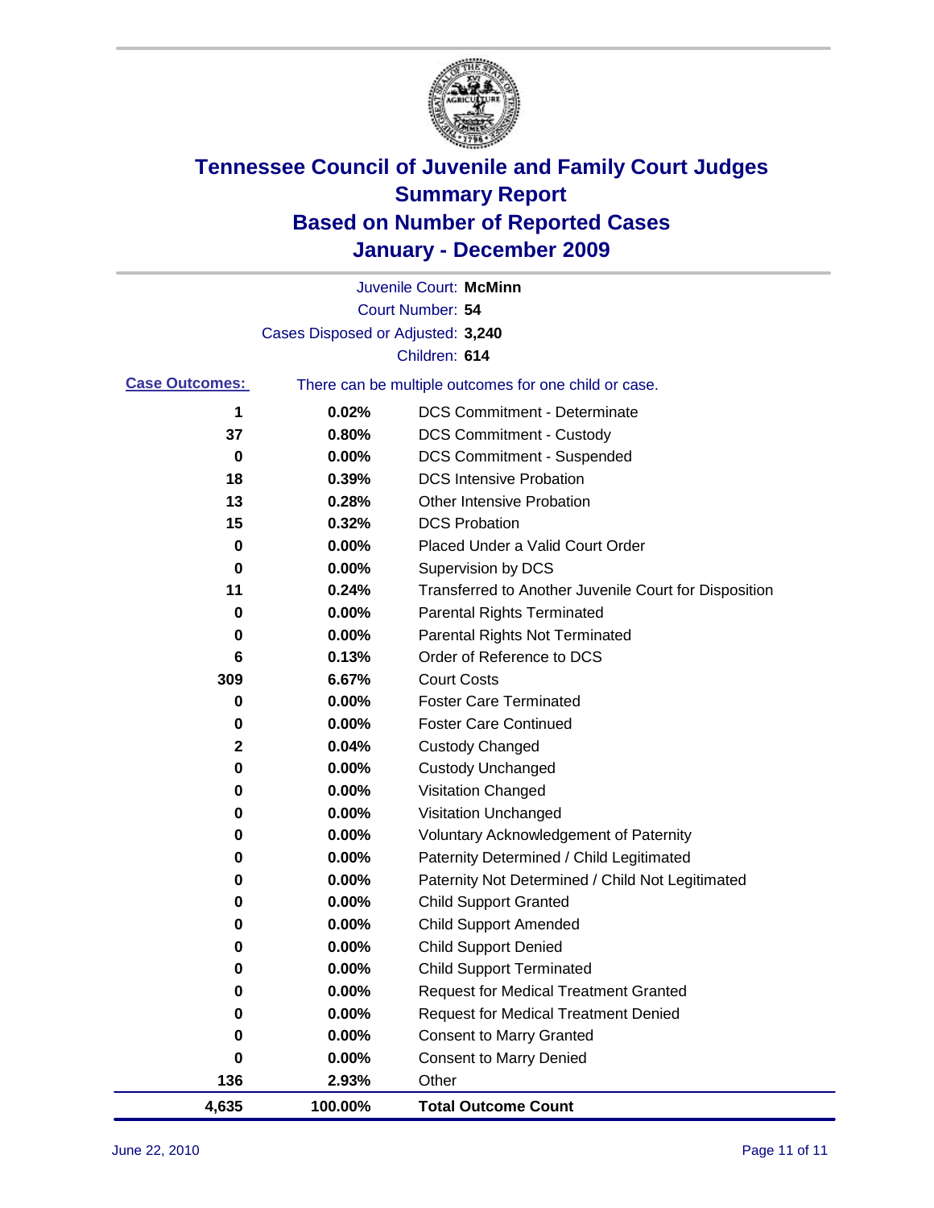# Tennessee Council of Juvenile and Family Court Judges
## Summary Report
## Based on Number of Reported Cases
## January - December 2009

Juvenile Court: **McMinn**
Court Number: **54**
Cases Disposed or Adjusted: **3,240**
Children: **614**

**Case Outcomes:** There can be multiple outcomes for one child or case.

| | | |
|---|---|---|
| 1 | 0.02% | DCS Commitment - Determinate |
| 37 | 0.80% | DCS Commitment - Custody |
| 0 | 0.00% | DCS Commitment - Suspended |
| 18 | 0.39% | DCS Intensive Probation |
| 13 | 0.28% | Other Intensive Probation |
| 15 | 0.32% | DCS Probation |
| 0 | 0.00% | Placed Under a Valid Court Order |
| 0 | 0.00% | Supervision by DCS |
| 11 | 0.24% | Transferred to Another Juvenile Court for Disposition |
| 0 | 0.00% | Parental Rights Terminated |
| 0 | 0.00% | Parental Rights Not Terminated |
| 6 | 0.13% | Order of Reference to DCS |
| 309 | 6.67% | Court Costs |
| 0 | 0.00% | Foster Care Terminated |
| 0 | 0.00% | Foster Care Continued |
| 2 | 0.04% | Custody Changed |
| 0 | 0.00% | Custody Unchanged |
| 0 | 0.00% | Visitation Changed |
| 0 | 0.00% | Visitation Unchanged |
| 0 | 0.00% | Voluntary Acknowledgement of Paternity |
| 0 | 0.00% | Paternity Determined / Child Legitimated |
| 0 | 0.00% | Paternity Not Determined / Child Not Legitimated |
| 0 | 0.00% | Child Support Granted |
| 0 | 0.00% | Child Support Amended |
| 0 | 0.00% | Child Support Denied |
| 0 | 0.00% | Child Support Terminated |
| 0 | 0.00% | Request for Medical Treatment Granted |
| 0 | 0.00% | Request for Medical Treatment Denied |
| 0 | 0.00% | Consent to Marry Granted |
| 0 | 0.00% | Consent to Marry Denied |
| 136 | 2.93% | Other |
| **4,635** | **100.00%** | **Total Outcome Count** |

June 22, 2010